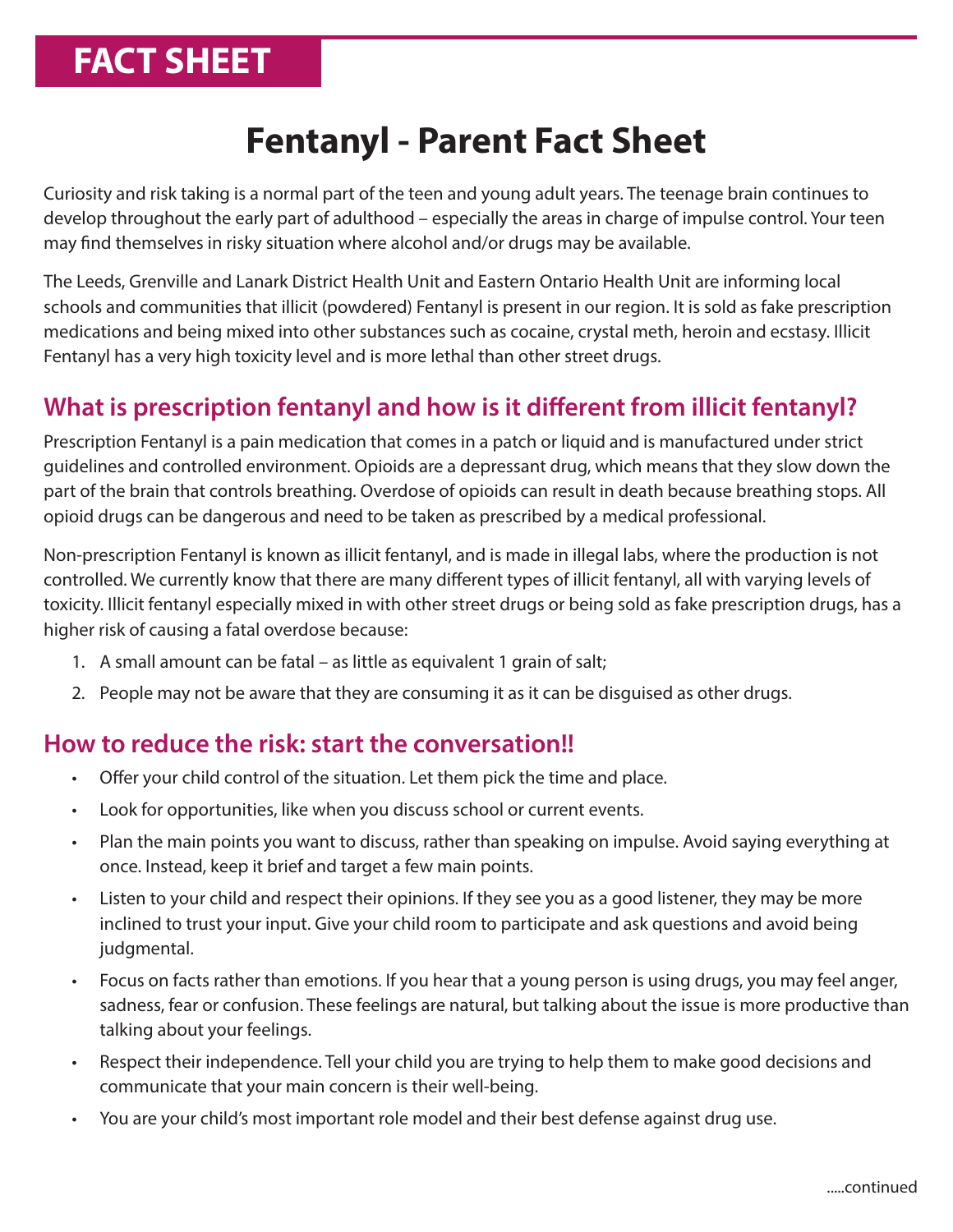# FACT SHEET

# Fentanyl - Parent Fact Sheet

Curiosity and risk taking is a normal part of the teen and young adult years. The teenage brain continues to develop throughout the early part of adulthood – especially the areas in charge of impulse control. Your teen may find themselves in risky situation where alcohol and/or drugs may be available.

The Leeds, Grenville and Lanark District Health Unit and Eastern Ontario Health Unit are informing local schools and communities that illicit (powdered) Fentanyl is present in our region. It is sold as fake prescription medications and being mixed into other substances such as cocaine, crystal meth, heroin and ecstasy. Illicit Fentanyl has a very high toxicity level and is more lethal than other street drugs.

## What is prescription fentanyl and how is it different from illicit fentanyl?

Prescription Fentanyl is a pain medication that comes in a patch or liquid and is manufactured under strict guidelines and controlled environment. Opioids are a depressant drug, which means that they slow down the part of the brain that controls breathing. Overdose of opioids can result in death because breathing stops. All opioid drugs can be dangerous and need to be taken as prescribed by a medical professional.

Non-prescription Fentanyl is known as illicit fentanyl, and is made in illegal labs, where the production is not controlled. We currently know that there are many different types of illicit fentanyl, all with varying levels of toxicity. Illicit fentanyl especially mixed in with other street drugs or being sold as fake prescription drugs, has a higher risk of causing a fatal overdose because:

1. A small amount can be fatal – as little as equivalent 1 grain of salt;
2. People may not be aware that they are consuming it as it can be disguised as other drugs.

## How to reduce the risk: start the conversation!!

- Offer your child control of the situation. Let them pick the time and place.
- Look for opportunities, like when you discuss school or current events.
- Plan the main points you want to discuss, rather than speaking on impulse. Avoid saying everything at once. Instead, keep it brief and target a few main points.
- Listen to your child and respect their opinions. If they see you as a good listener, they may be more inclined to trust your input. Give your child room to participate and ask questions and avoid being judgmental.
- Focus on facts rather than emotions. If you hear that a young person is using drugs, you may feel anger, sadness, fear or confusion. These feelings are natural, but talking about the issue is more productive than talking about your feelings.
- Respect their independence. Tell your child you are trying to help them to make good decisions and communicate that your main concern is their well-being.
- You are your child's most important role model and their best defense against drug use.

.....continued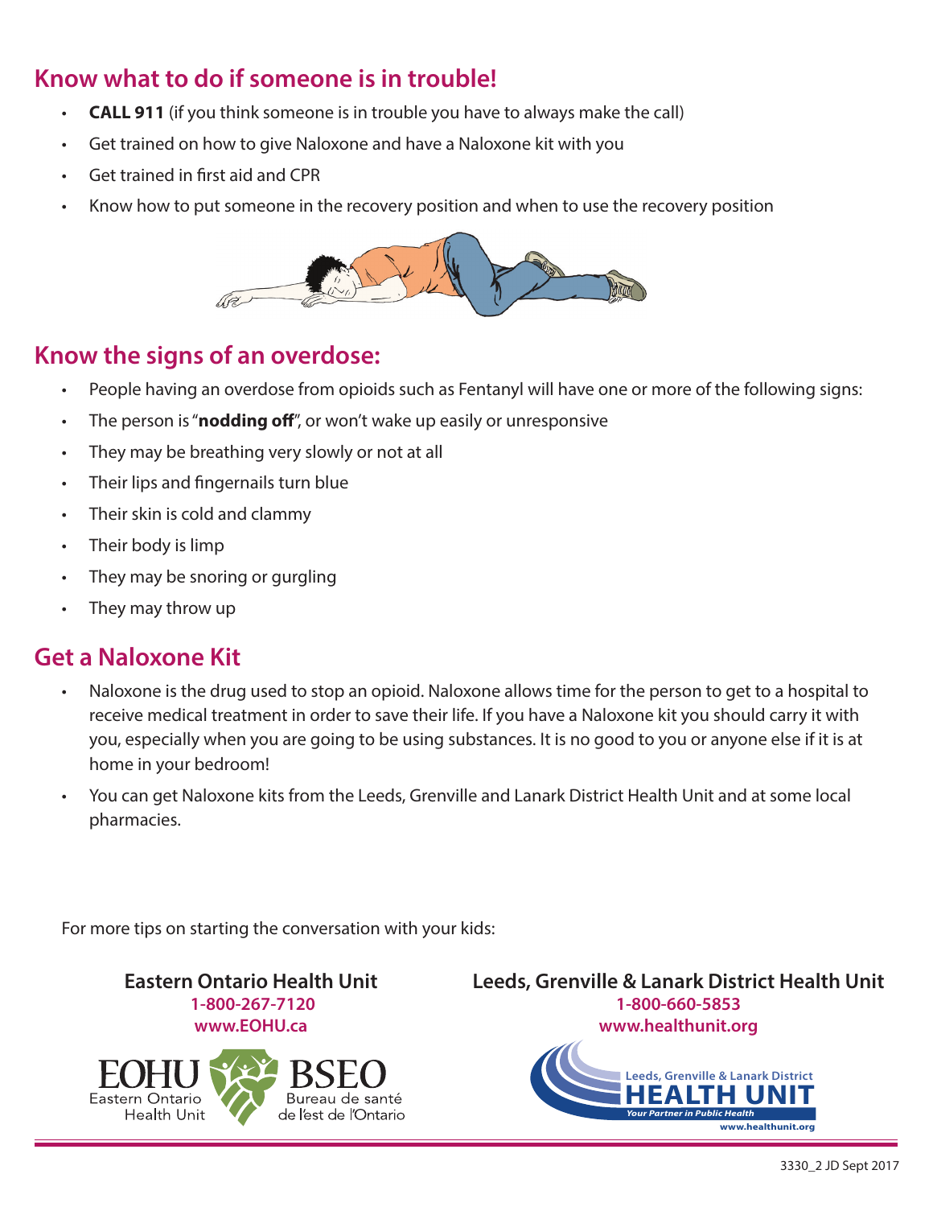## Know what to do if someone is in trouble!

- **CALL 911** (if you think someone is in trouble you have to always make the call)
- Get trained on how to give Naloxone and have a Naloxone kit with you
- Get trained in first aid and CPR
- Know how to put someone in the recovery position and when to use the recovery position

## Know the signs of an overdose:

- People having an overdose from opioids such as Fentanyl will have one or more of the following signs:
- The person is "**nodding off**", or won't wake up easily or unresponsive
- They may be breathing very slowly or not at all
- Their lips and fingernails turn blue
- Their skin is cold and clammy
- Their body is limp
- They may be snoring or gurgling
- They may throw up

## Get a Naloxone Kit

- Naloxone is the drug used to stop an opioid. Naloxone allows time for the person to get to a hospital to receive medical treatment in order to save their life. If you have a Naloxone kit you should carry it with you, especially when you are going to be using substances. It is no good to you or anyone else if it is at home in your bedroom!
- You can get Naloxone kits from the Leeds, Grenville and Lanark District Health Unit and at some local pharmacies.

For more tips on starting the conversation with your kids:

**Eastern Ontario Health Unit**
1-800-267-7120
www.EOHU.ca

EOHU Eastern Ontario Health Unit | BSEO Bureau de santé de l'est de l'Ontario

**Leeds, Grenville & Lanark District Health Unit**
1-800-660-5853
www.healthunit.org

Leeds, Grenville & Lanark District HEALTH UNIT
*Your Partner in Public Health*
www.healthunit.org

3330_2 JD Sept 2017